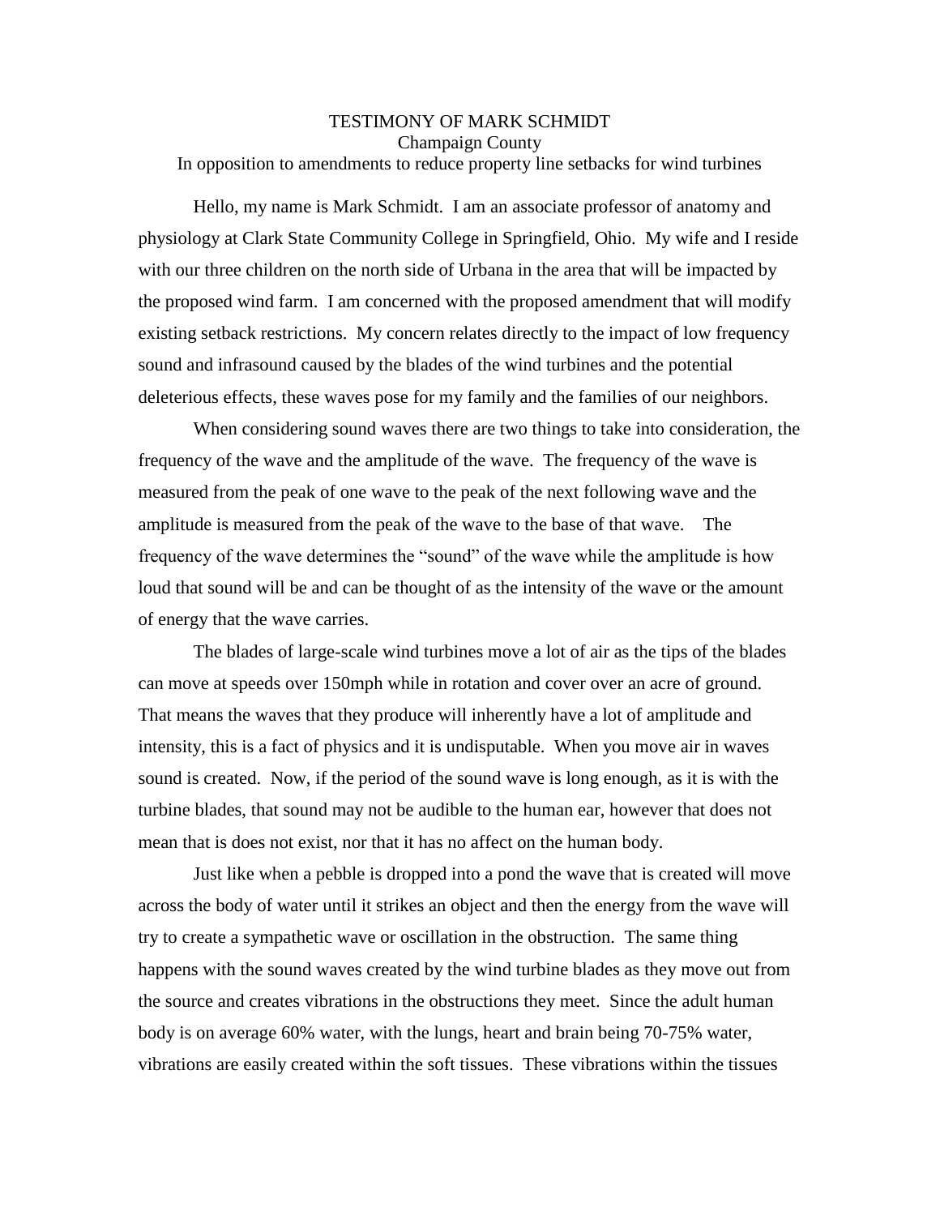TESTIMONY OF MARK SCHMIDT

Champaign County

In opposition to amendments to reduce property line setbacks for wind turbines

Hello, my name is Mark Schmidt. I am an associate professor of anatomy and physiology at Clark State Community College in Springfield, Ohio. My wife and I reside with our three children on the north side of Urbana in the area that will be impacted by the proposed wind farm. I am concerned with the proposed amendment that will modify existing setback restrictions. My concern relates directly to the impact of low frequency sound and infrasound caused by the blades of the wind turbines and the potential deleterious effects, these waves pose for my family and the families of our neighbors.

When considering sound waves there are two things to take into consideration, the frequency of the wave and the amplitude of the wave. The frequency of the wave is measured from the peak of one wave to the peak of the next following wave and the amplitude is measured from the peak of the wave to the base of that wave. The frequency of the wave determines the "sound" of the wave while the amplitude is how loud that sound will be and can be thought of as the intensity of the wave or the amount of energy that the wave carries.

The blades of large-scale wind turbines move a lot of air as the tips of the blades can move at speeds over 150mph while in rotation and cover over an acre of ground. That means the waves that they produce will inherently have a lot of amplitude and intensity, this is a fact of physics and it is undisputable. When you move air in waves sound is created. Now, if the period of the sound wave is long enough, as it is with the turbine blades, that sound may not be audible to the human ear, however that does not mean that is does not exist, nor that it has no affect on the human body.

Just like when a pebble is dropped into a pond the wave that is created will move across the body of water until it strikes an object and then the energy from the wave will try to create a sympathetic wave or oscillation in the obstruction. The same thing happens with the sound waves created by the wind turbine blades as they move out from the source and creates vibrations in the obstructions they meet. Since the adult human body is on average 60% water, with the lungs, heart and brain being 70-75% water, vibrations are easily created within the soft tissues. These vibrations within the tissues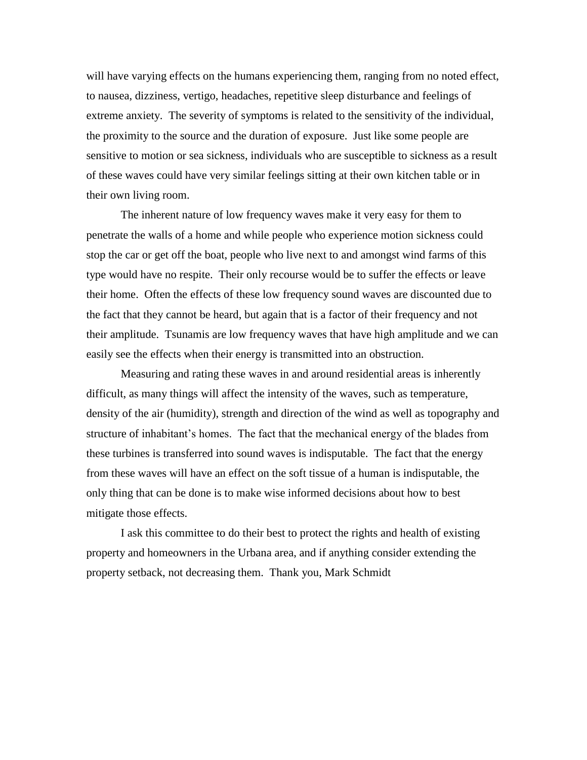will have varying effects on the humans experiencing them, ranging from no noted effect, to nausea, dizziness, vertigo, headaches, repetitive sleep disturbance and feelings of extreme anxiety. The severity of symptoms is related to the sensitivity of the individual, the proximity to the source and the duration of exposure. Just like some people are sensitive to motion or sea sickness, individuals who are susceptible to sickness as a result of these waves could have very similar feelings sitting at their own kitchen table or in their own living room.

The inherent nature of low frequency waves make it very easy for them to penetrate the walls of a home and while people who experience motion sickness could stop the car or get off the boat, people who live next to and amongst wind farms of this type would have no respite. Their only recourse would be to suffer the effects or leave their home. Often the effects of these low frequency sound waves are discounted due to the fact that they cannot be heard, but again that is a factor of their frequency and not their amplitude. Tsunamis are low frequency waves that have high amplitude and we can easily see the effects when their energy is transmitted into an obstruction.

Measuring and rating these waves in and around residential areas is inherently difficult, as many things will affect the intensity of the waves, such as temperature, density of the air (humidity), strength and direction of the wind as well as topography and structure of inhabitant's homes. The fact that the mechanical energy of the blades from these turbines is transferred into sound waves is indisputable. The fact that the energy from these waves will have an effect on the soft tissue of a human is indisputable, the only thing that can be done is to make wise informed decisions about how to best mitigate those effects.

I ask this committee to do their best to protect the rights and health of existing property and homeowners in the Urbana area, and if anything consider extending the property setback, not decreasing them. Thank you, Mark Schmidt